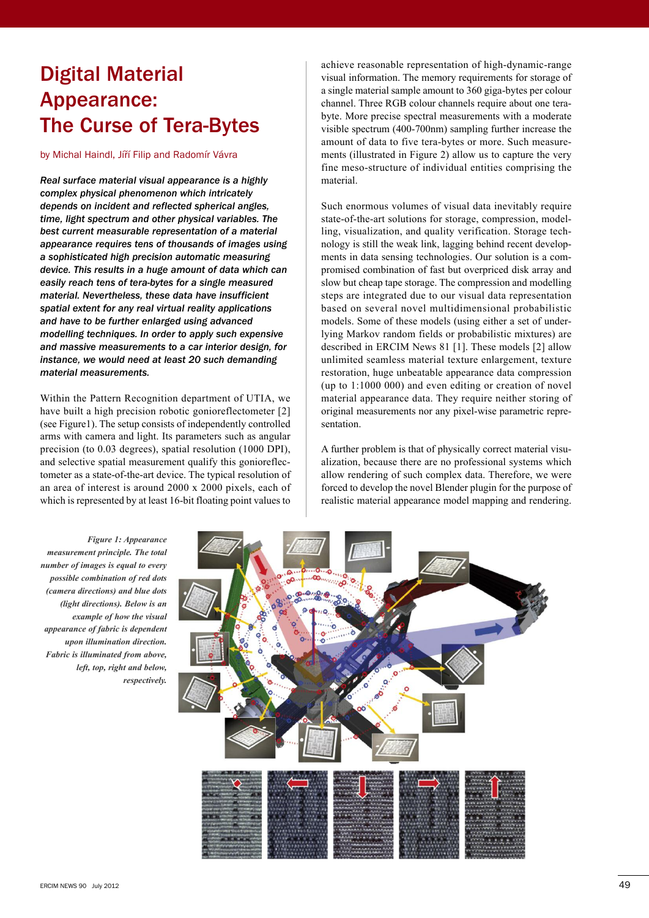# Digital Material Appearance: The Curse of Tera-Bytes

by Michal Haindl, Jiří Filip and Radomír Vávra

***Real surface material visual appearance is a highly complex physical phenomenon which intricately depends on incident and reflected spherical angles, time, light spectrum and other physical variables. The best current measurable representation of a material appearance requires tens of thousands of images using a sophisticated high precision automatic measuring device. This results in a huge amount of data which can easily reach tens of tera-bytes for a single measured material. Nevertheless, these data have insufficient spatial extent for any real virtual reality applications and have to be further enlarged using advanced modelling techniques. In order to apply such expensive and massive measurements to a car interior design, for instance, we would need at least 20 such demanding material measurements.***

Within the Pattern Recognition department of UTIA, we have built a high precision robotic gonioreflectometer [2] (see Figure1). The setup consists of independently controlled arms with camera and light. Its parameters such as angular precision (to 0.03 degrees), spatial resolution (1000 DPI), and selective spatial measurement qualify this gonioreflectometer as a state-of-the-art device. The typical resolution of an area of interest is around 2000 x 2000 pixels, each of which is represented by at least 16-bit floating point values to achieve reasonable representation of high-dynamic-range visual information. The memory requirements for storage of a single material sample amount to 360 giga-bytes per colour channel. Three RGB colour channels require about one tera-byte. More precise spectral measurements with a moderate visible spectrum (400-700nm) sampling further increase the amount of data to five tera-bytes or more. Such measurements (illustrated in Figure 2) allow us to capture the very fine meso-structure of individual entities comprising the material.

Such enormous volumes of visual data inevitably require state-of-the-art solutions for storage, compression, modelling, visualization, and quality verification. Storage technology is still the weak link, lagging behind recent developments in data sensing technologies. Our solution is a compromised combination of fast but overpriced disk array and slow but cheap tape storage. The compression and modelling steps are integrated due to our visual data representation based on several novel multidimensional probabilistic models. Some of these models (using either a set of underlying Markov random fields or probabilistic mixtures) are described in ERCIM News 81 [1]. These models [2] allow unlimited seamless material texture enlargement, texture restoration, huge unbeatable appearance data compression (up to 1:1000 000) and even editing or creation of novel material appearance data. They require neither storing of original measurements nor any pixel-wise parametric representation.

A further problem is that of physically correct material visualization, because there are no professional systems which allow rendering of such complex data. Therefore, we were forced to develop the novel Blender plugin for the purpose of realistic material appearance model mapping and rendering.

*Figure 1: Appearance measurement principle. The total number of images is equal to every possible combination of red dots (camera directions) and blue dots (light directions). Below is an example of how the visual appearance of fabric is dependent upon illumination direction. Fabric is illuminated from above, left, top, right and below, respectively.*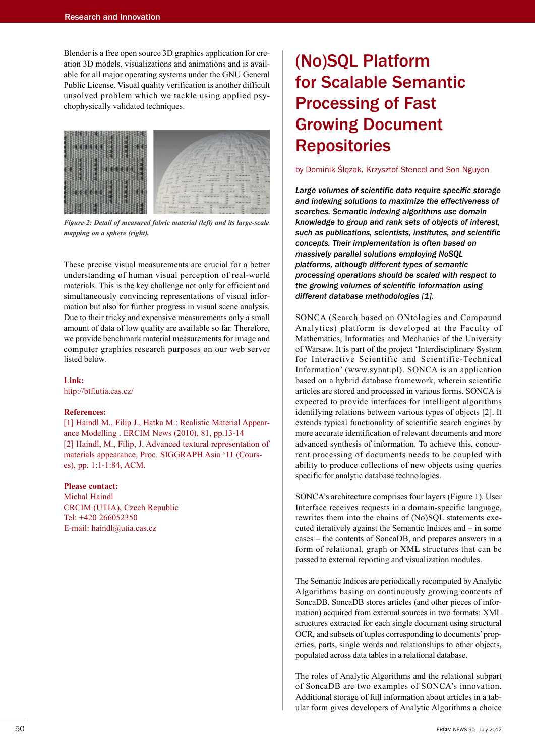Blender is a free open source 3D graphics application for creation 3D models, visualizations and animations and is available for all major operating systems under the GNU General Public License. Visual quality verification is another difficult unsolved problem which we tackle using applied psychophysically validated techniques.

*Figure 2: Detail of measured fabric material (left) and its large-scale mapping on a sphere (right).*

These precise visual measurements are crucial for a better understanding of human visual perception of real-world materials. This is the key challenge not only for efficient and simultaneously convincing representations of visual information but also for further progress in visual scene analysis. Due to their tricky and expensive measurements only a small amount of data of low quality are available so far. Therefore, we provide benchmark material measurements for image and computer graphics research purposes on our web server listed below.

**Link:**
http://btf.utia.cas.cz/

**References:**
[1] Haindl M., Filip J., Hatka M.: Realistic Material Appearance Modelling . ERCIM News (2010), 81, pp.13-14
[2] Haindl, M., Filip, J. Advanced textural representation of materials appearance, Proc. SIGGRAPH Asia '11 (Courses), pp. 1:1-1:84, ACM.

**Please contact:**
Michal Haindl
CRCIM (UTIA), Czech Republic
Tel: +420 266052350
E-mail: haindl@utia.cas.cz

# (No)SQL Platform for Scalable Semantic Processing of Fast Growing Document Repositories

by Dominik Ślęzak, Krzysztof Stencel and Son Nguyen

***Large volumes of scientific data require specific storage and indexing solutions to maximize the effectiveness of searches. Semantic indexing algorithms use domain knowledge to group and rank sets of objects of interest, such as publications, scientists, institutes, and scientific concepts. Their implementation is often based on massively parallel solutions employing NoSQL platforms, although different types of semantic processing operations should be scaled with respect to the growing volumes of scientific information using different database methodologies [1].***

SONCA (Search based on ONtologies and Compound Analytics) platform is developed at the Faculty of Mathematics, Informatics and Mechanics of the University of Warsaw. It is part of the project 'Interdisciplinary System for Interactive Scientific and Scientific-Technical Information' (www.synat.pl). SONCA is an application based on a hybrid database framework, wherein scientific articles are stored and processed in various forms. SONCA is expected to provide interfaces for intelligent algorithms identifying relations between various types of objects [2]. It extends typical functionality of scientific search engines by more accurate identification of relevant documents and more advanced synthesis of information. To achieve this, concurrent processing of documents needs to be coupled with ability to produce collections of new objects using queries specific for analytic database technologies.

SONCA's architecture comprises four layers (Figure 1). User Interface receives requests in a domain-specific language, rewrites them into the chains of (No)SQL statements executed iteratively against the Semantic Indices and – in some cases – the contents of SoncaDB, and prepares answers in a form of relational, graph or XML structures that can be passed to external reporting and visualization modules.

The Semantic Indices are periodically recomputed by Analytic Algorithms basing on continuously growing contents of SoncaDB. SoncaDB stores articles (and other pieces of information) acquired from external sources in two formats: XML structures extracted for each single document using structural OCR, and subsets of tuples corresponding to documents' properties, parts, single words and relationships to other objects, populated across data tables in a relational database.

The roles of Analytic Algorithms and the relational subpart of SoncaDB are two examples of SONCA's innovation. Additional storage of full information about articles in a tabular form gives developers of Analytic Algorithms a choice